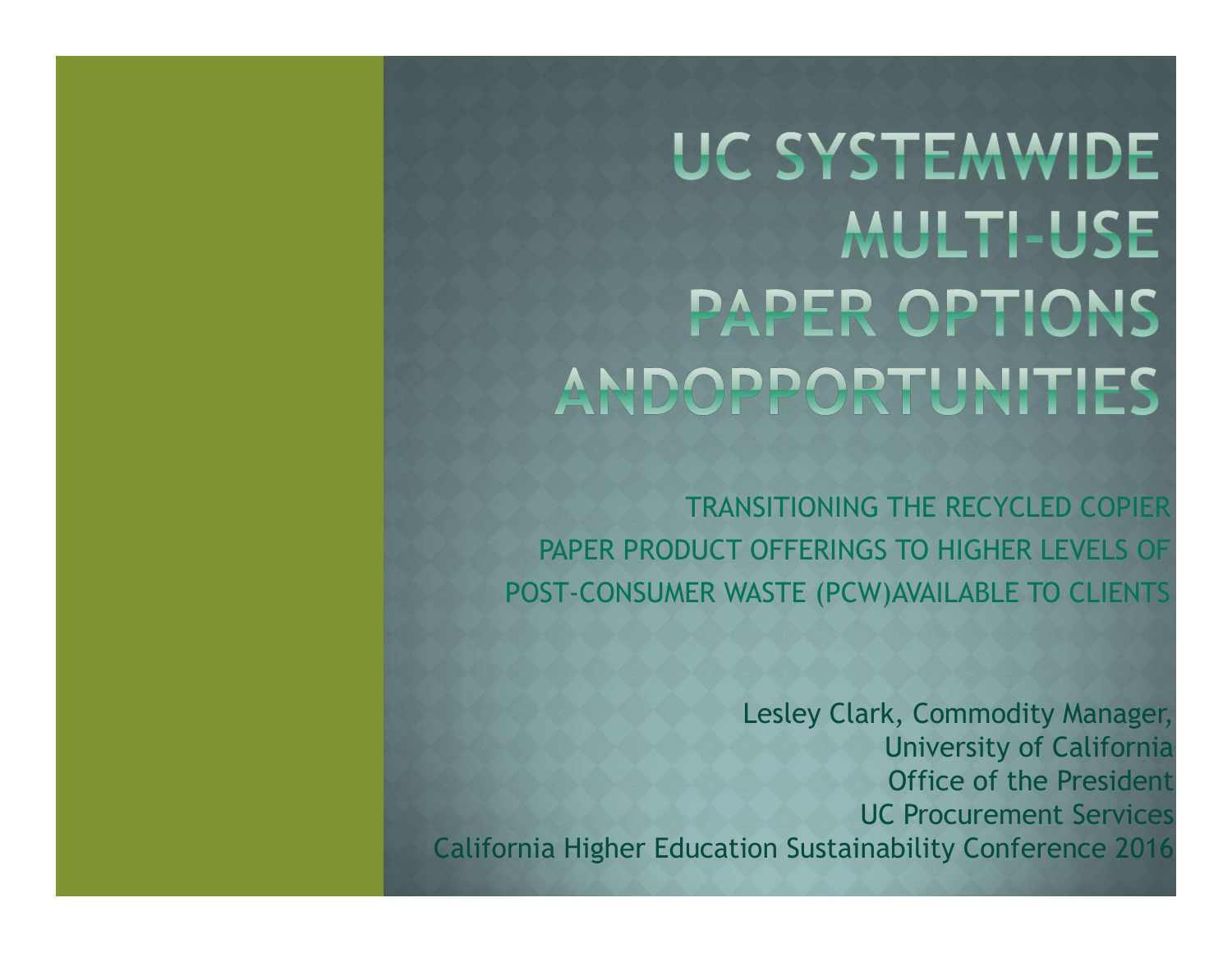# UC SYSTEMWIDE MULTI-USE PAPER OPTIONS ANDOPPORTUNITIES

TRANSITIONING THE RECYCLED COPIER PAPER PRODUCT OFFERINGS TO HIGHER LEVELS OF POST-CONSUMER WASTE (PCW)AVAILABLE TO CLIENTS

Lesley Clark, Commodity Manager,
University of California
Office of the President
UC Procurement Services
California Higher Education Sustainability Conference 2016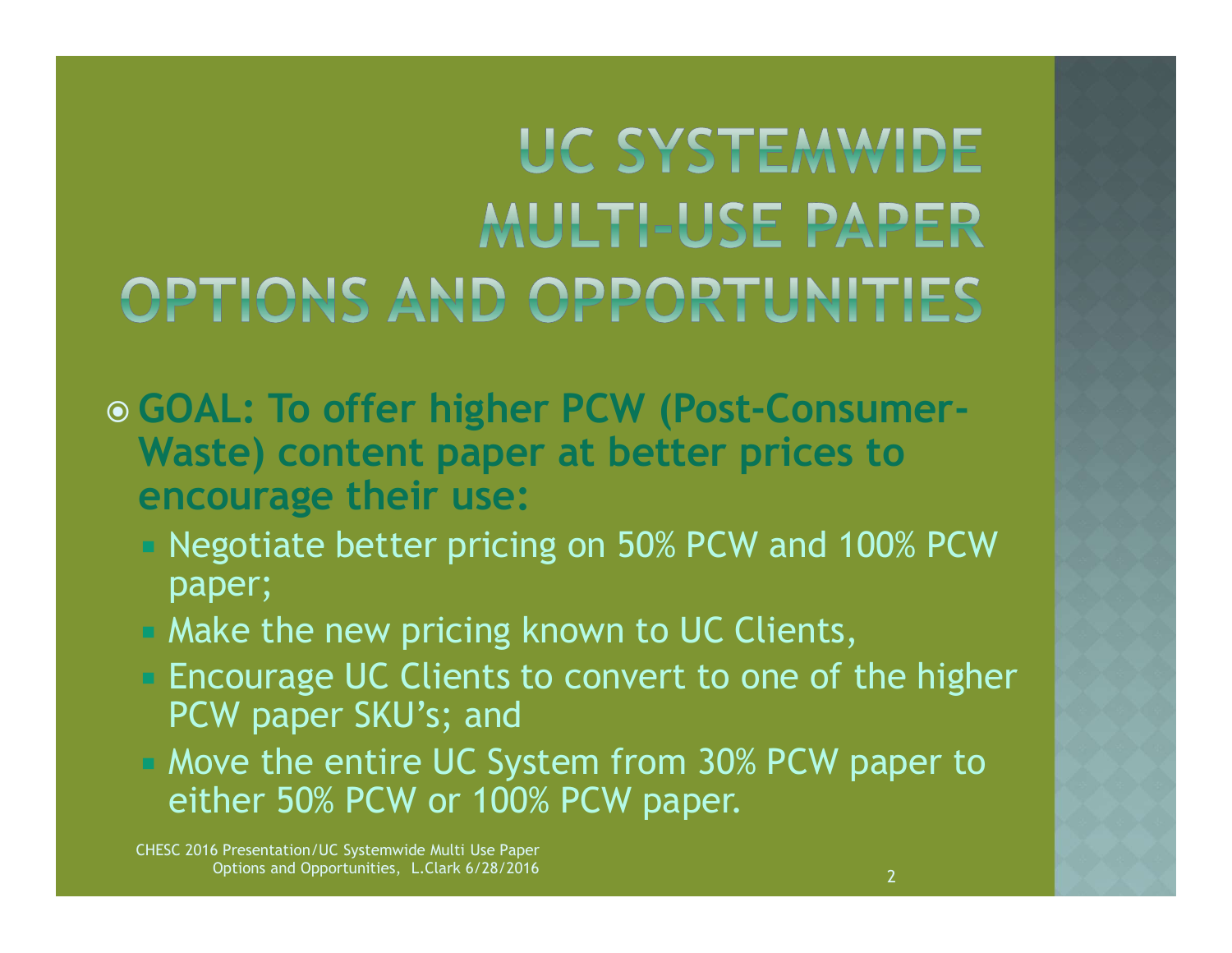# UC SYSTEMWIDE MULTI-USE PAPER OPTIONS AND OPPORTUNITIES

- **GOAL: To offer higher PCW (Post-Consumer-Waste) content paper at better prices to encourage their use:**
  - Negotiate better pricing on 50% PCW and 100% PCW paper;
  - Make the new pricing known to UC Clients,
  - Encourage UC Clients to convert to one of the higher PCW paper SKU's; and
  - Move the entire UC System from 30% PCW paper to either 50% PCW or 100% PCW paper.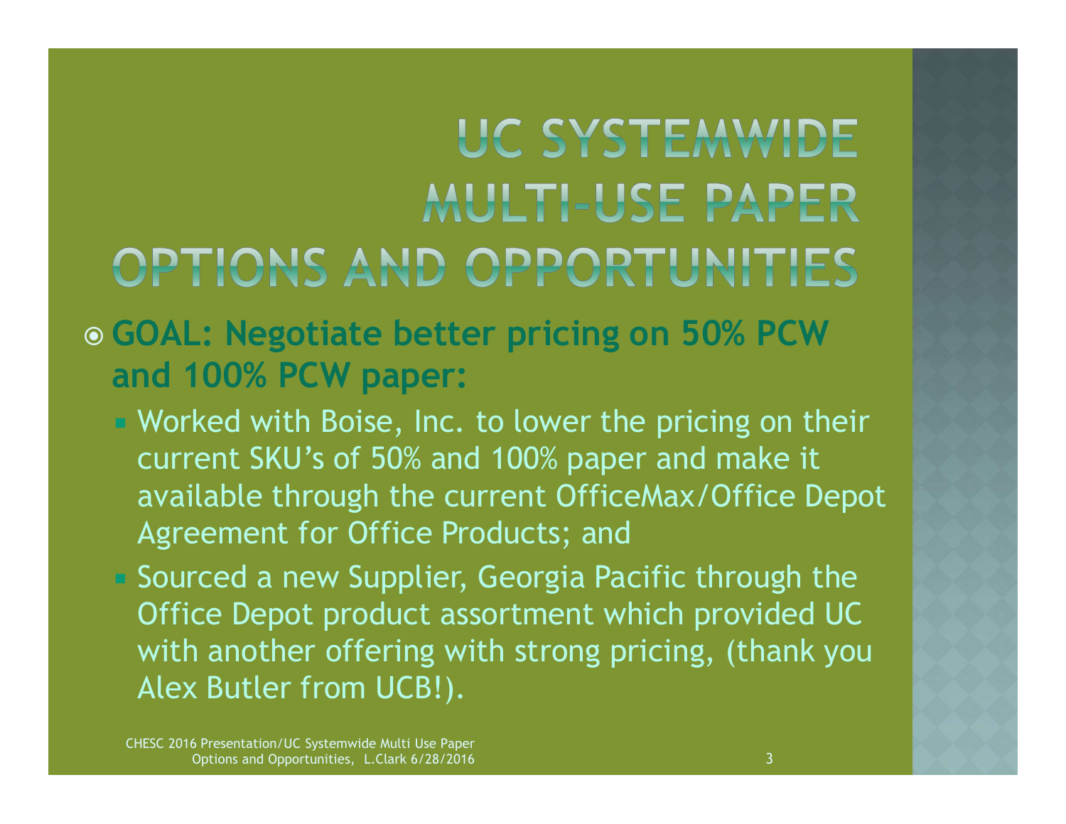# UC SYSTEMWIDE MULTI-USE PAPER OPTIONS AND OPPORTUNITIES

- **GOAL: Negotiate better pricing on 50% PCW and 100% PCW paper:**
  - Worked with Boise, Inc. to lower the pricing on their current SKU's of 50% and 100% paper and make it available through the current OfficeMax/Office Depot Agreement for Office Products; and
  - Sourced a new Supplier, Georgia Pacific through the Office Depot product assortment which provided UC with another offering with strong pricing, (thank you Alex Butler from UCB!).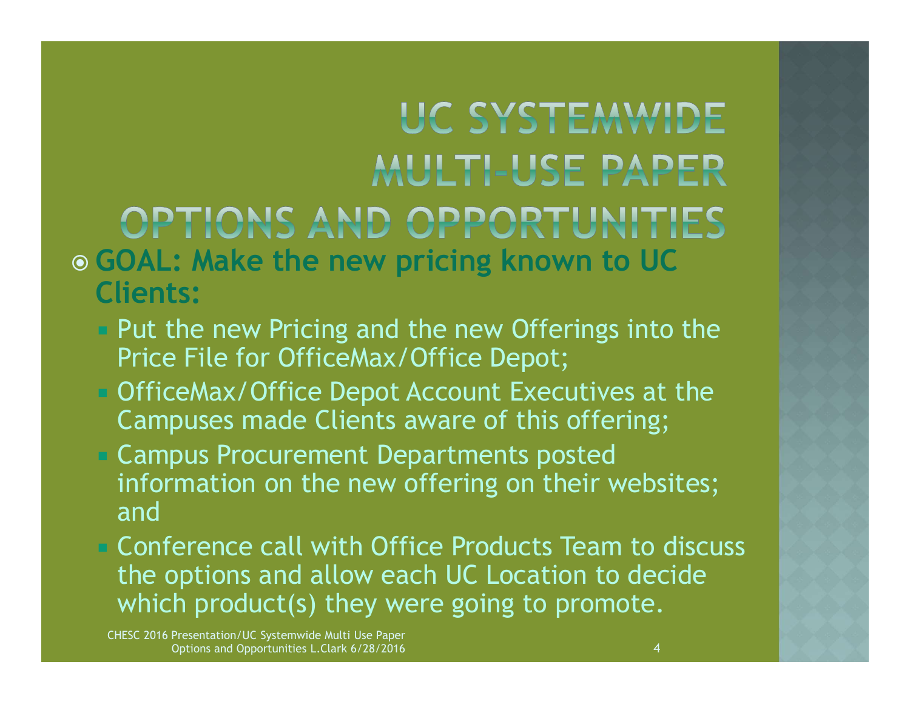# UC SYSTEMWIDE MULTI-USE PAPER OPTIONS AND OPPORTUNITIES

- **GOAL: Make the new pricing known to UC Clients:**
  - Put the new Pricing and the new Offerings into the Price File for OfficeMax/Office Depot;
  - OfficeMax/Office Depot Account Executives at the Campuses made Clients aware of this offering;
  - Campus Procurement Departments posted information on the new offering on their websites; and
  - Conference call with Office Products Team to discuss the options and allow each UC Location to decide which product(s) they were going to promote.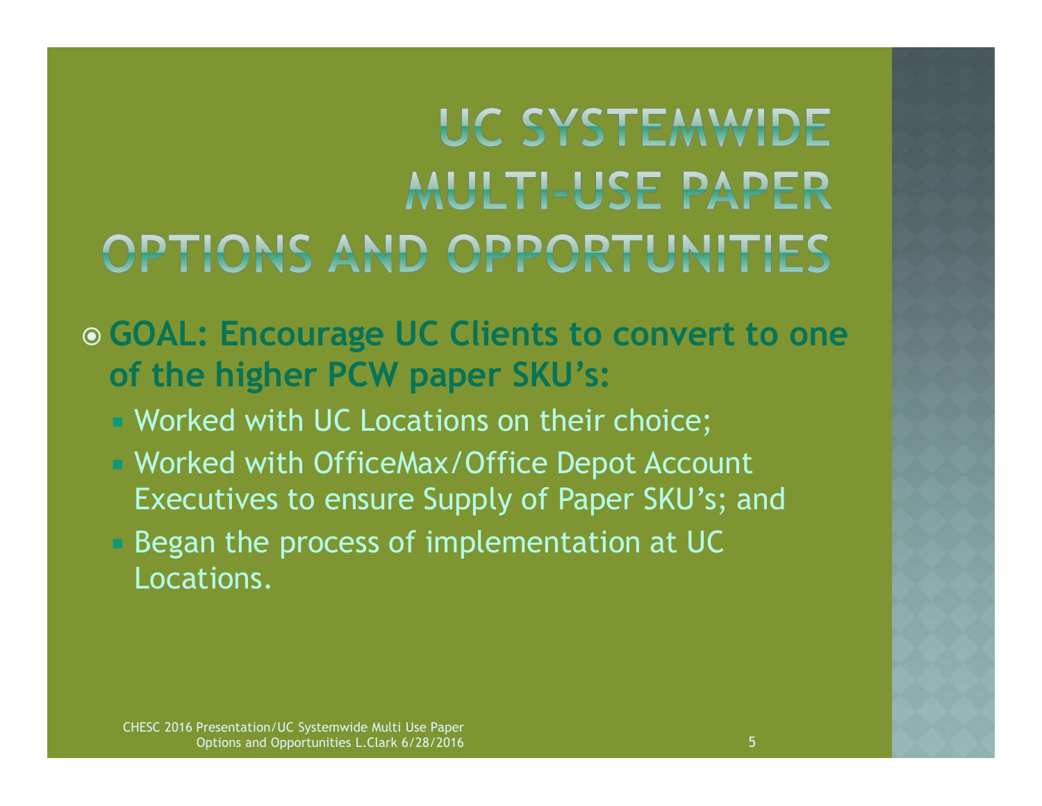# UC SYSTEMWIDE MULTI-USE PAPER OPTIONS AND OPPORTUNITIES

- **GOAL: Encourage UC Clients to convert to one of the higher PCW paper SKU's:**
  - Worked with UC Locations on their choice;
  - Worked with OfficeMax/Office Depot Account Executives to ensure Supply of Paper SKU's; and
  - Began the process of implementation at UC Locations.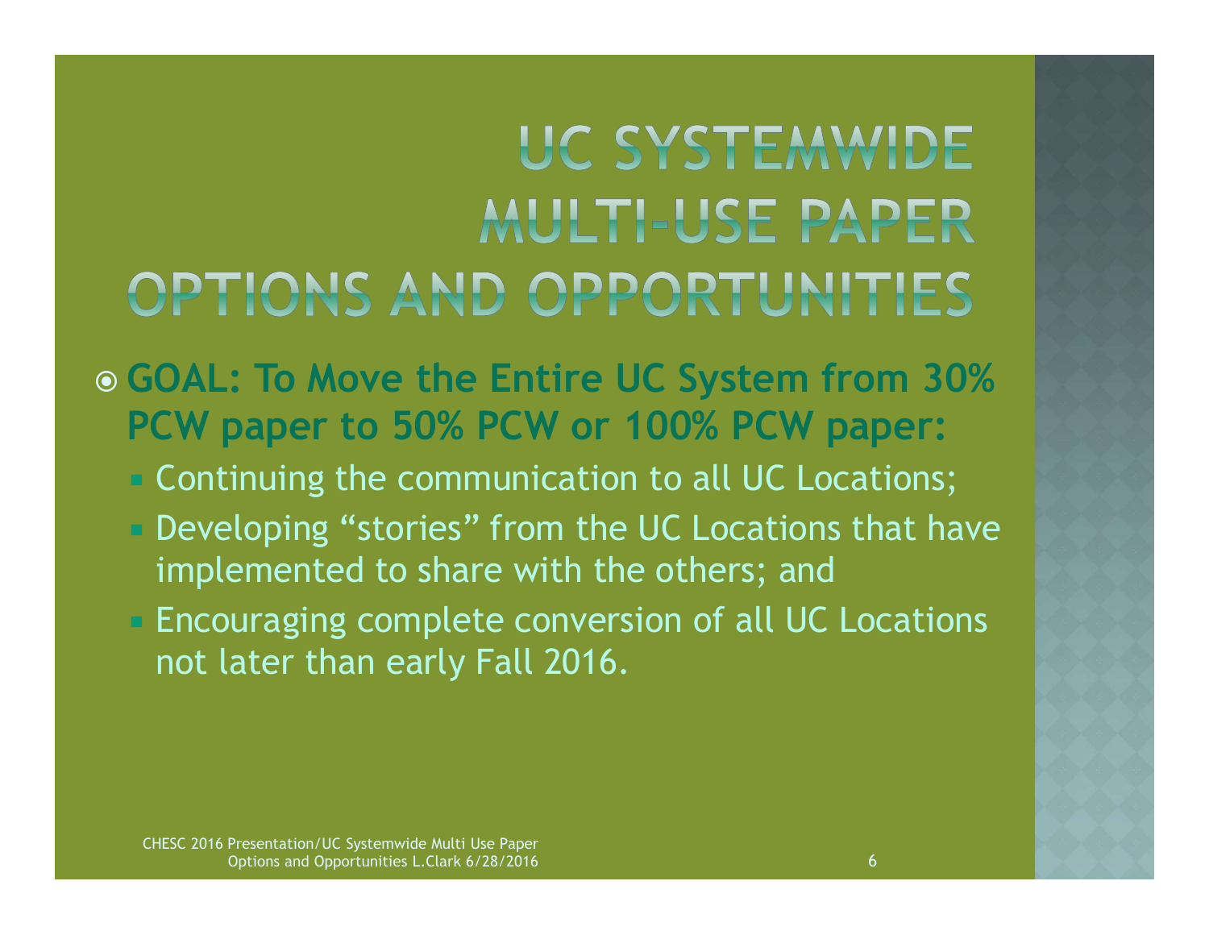# UC SYSTEMWIDE MULTI-USE PAPER OPTIONS AND OPPORTUNITIES

- **GOAL: To Move the Entire UC System from 30% PCW paper to 50% PCW or 100% PCW paper:**
  - Continuing the communication to all UC Locations;
  - Developing “stories” from the UC Locations that have implemented to share with the others; and
  - Encouraging complete conversion of all UC Locations not later than early Fall 2016.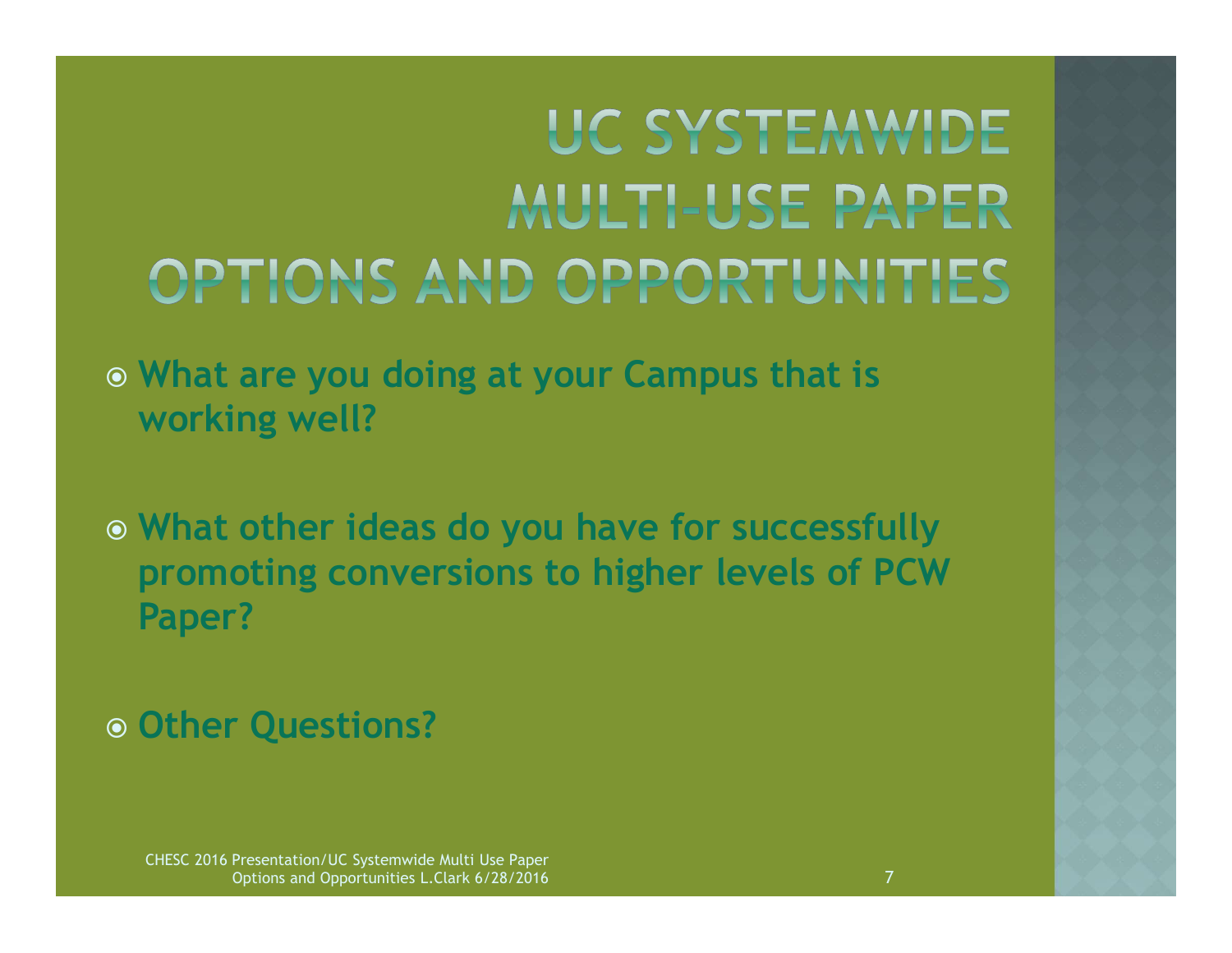# UC SYSTEMWIDE MULTI-USE PAPER OPTIONS AND OPPORTUNITIES

- What are you doing at your Campus that is working well?

- What other ideas do you have for successfully promoting conversions to higher levels of PCW Paper?

- Other Questions?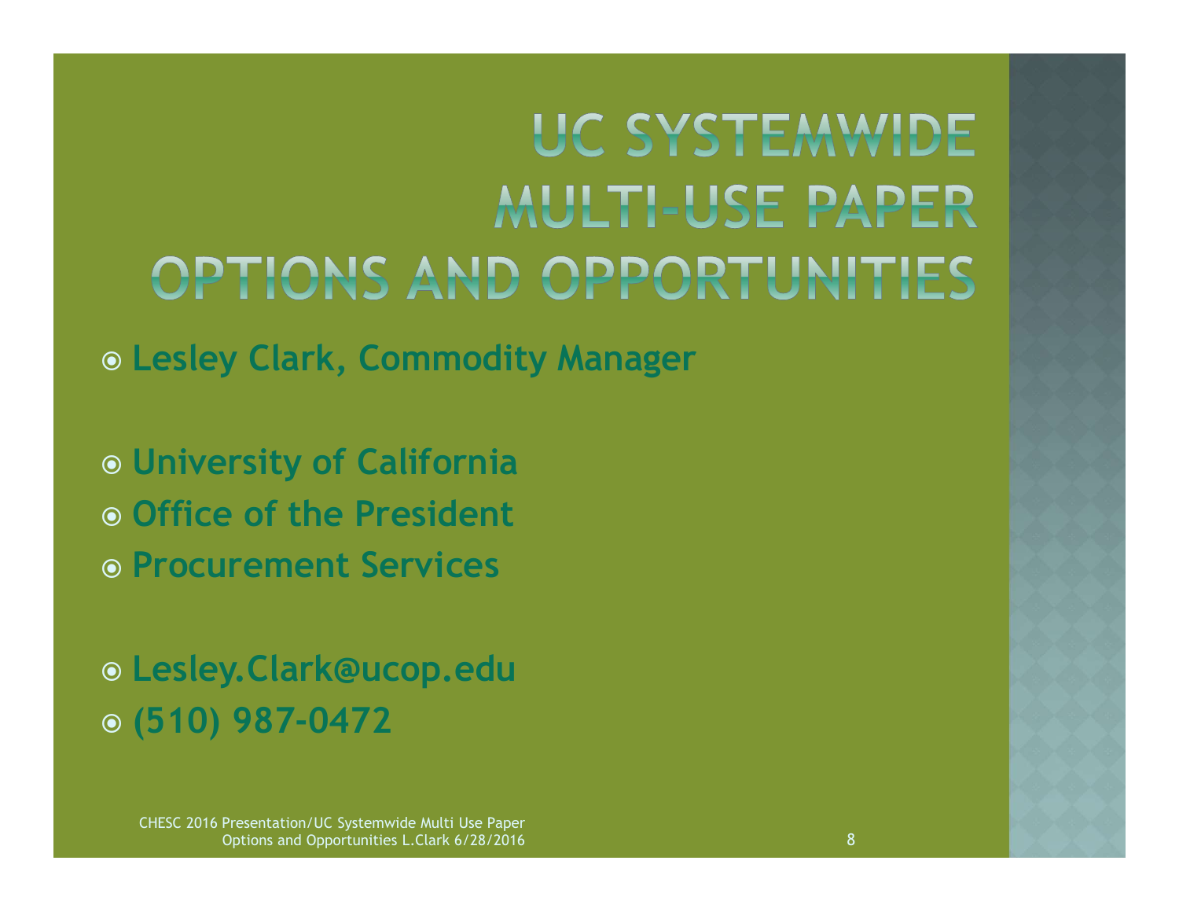# UC SYSTEMWIDE MULTI-USE PAPER OPTIONS AND OPPORTUNITIES

- **Lesley Clark, Commodity Manager**

- **University of California**
- **Office of the President**
- **Procurement Services**

- **Lesley.Clark@ucop.edu**
- **(510) 987-0472**